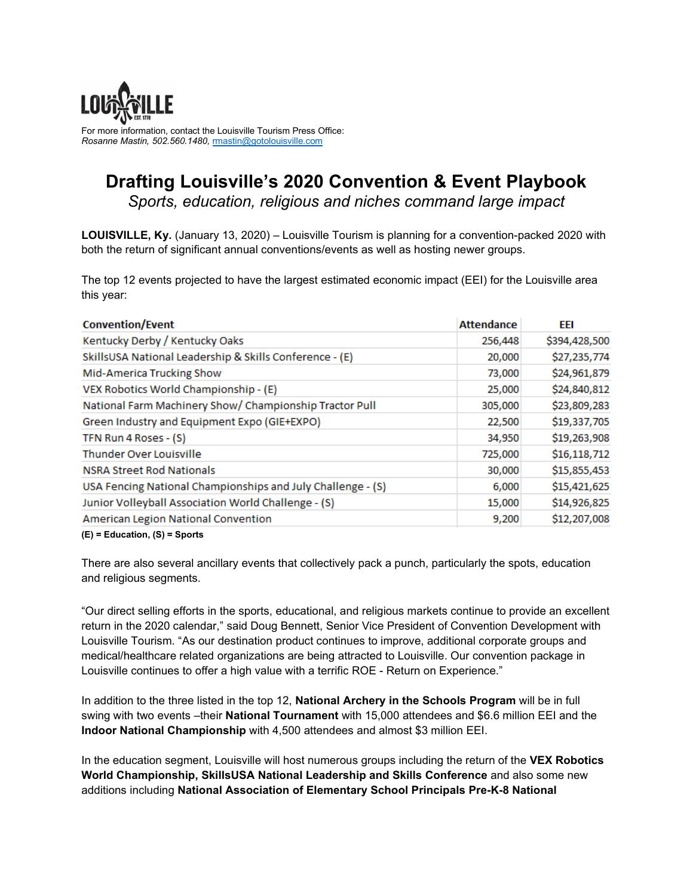LOUISVILLE EST. 1778

For more information, contact the Louisville Tourism Press Office:
*Rosanne Mastin, 502.560.1480,* rmastin@gotolouisville.com

# Drafting Louisville's 2020 Convention & Event Playbook

*Sports, education, religious and niches command large impact*

**LOUISVILLE, Ky.** (January 13, 2020) – Louisville Tourism is planning for a convention-packed 2020 with both the return of significant annual conventions/events as well as hosting newer groups.

The top 12 events projected to have the largest estimated economic impact (EEI) for the Louisville area this year:

| Convention/Event | Attendance | EEI |
|---|---|---|
| Kentucky Derby / Kentucky Oaks | 256,448 | $394,428,500 |
| SkillsUSA National Leadership & Skills Conference - (E) | 20,000 | $27,235,774 |
| Mid-America Trucking Show | 73,000 | $24,961,879 |
| VEX Robotics World Championship - (E) | 25,000 | $24,840,812 |
| National Farm Machinery Show/ Championship Tractor Pull | 305,000 | $23,809,283 |
| Green Industry and Equipment Expo (GIE+EXPO) | 22,500 | $19,337,705 |
| TFN Run 4 Roses - (S) | 34,950 | $19,263,908 |
| Thunder Over Louisville | 725,000 | $16,118,712 |
| NSRA Street Rod Nationals | 30,000 | $15,855,453 |
| USA Fencing National Championships and July Challenge - (S) | 6,000 | $15,421,625 |
| Junior Volleyball Association World Challenge - (S) | 15,000 | $14,926,825 |
| American Legion National Convention | 9,200 | $12,207,008 |

**(E) = Education, (S) = Sports**

There are also several ancillary events that collectively pack a punch, particularly the spots, education and religious segments.

"Our direct selling efforts in the sports, educational, and religious markets continue to provide an excellent return in the 2020 calendar," said Doug Bennett, Senior Vice President of Convention Development with Louisville Tourism. "As our destination product continues to improve, additional corporate groups and medical/healthcare related organizations are being attracted to Louisville. Our convention package in Louisville continues to offer a high value with a terrific ROE - Return on Experience."

In addition to the three listed in the top 12, **National Archery in the Schools Program** will be in full swing with two events –their **National Tournament** with 15,000 attendees and $6.6 million EEI and the **Indoor National Championship** with 4,500 attendees and almost $3 million EEI.

In the education segment, Louisville will host numerous groups including the return of the **VEX Robotics World Championship, SkillsUSA National Leadership and Skills Conference** and also some new additions including **National Association of Elementary School Principals Pre-K-8 National**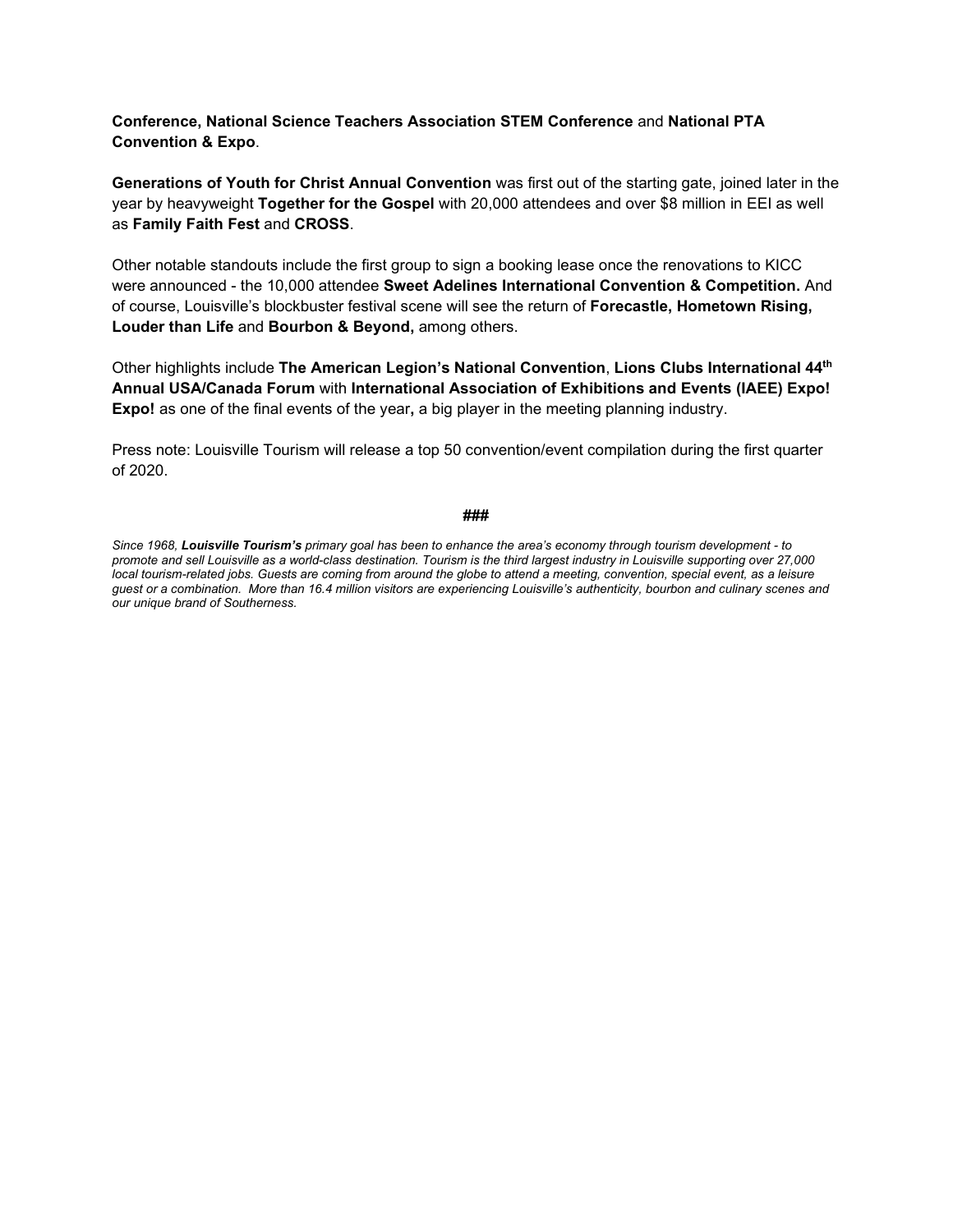**Conference, National Science Teachers Association STEM Conference** and **National PTA Convention & Expo**.

**Generations of Youth for Christ Annual Convention** was first out of the starting gate, joined later in the year by heavyweight **Together for the Gospel** with 20,000 attendees and over $8 million in EEI as well as **Family Faith Fest** and **CROSS**.

Other notable standouts include the first group to sign a booking lease once the renovations to KICC were announced - the 10,000 attendee **Sweet Adelines International Convention & Competition.** And of course, Louisville's blockbuster festival scene will see the return of **Forecastle, Hometown Rising, Louder than Life** and **Bourbon & Beyond,** among others.

Other highlights include **The American Legion's National Convention**, **Lions Clubs International 44th Annual USA/Canada Forum** with **International Association of Exhibitions and Events (IAEE) Expo! Expo!** as one of the final events of the year**,** a big player in the meeting planning industry.

Press note: Louisville Tourism will release a top 50 convention/event compilation during the first quarter of 2020.

**###**

*Since 1968,* ***Louisville Tourism's*** *primary goal has been to enhance the area's economy through tourism development - to promote and sell Louisville as a world-class destination. Tourism is the third largest industry in Louisville supporting over 27,000 local tourism-related jobs. Guests are coming from around the globe to attend a meeting, convention, special event, as a leisure guest or a combination. More than 16.4 million visitors are experiencing Louisville's authenticity, bourbon and culinary scenes and our unique brand of Southerness.*